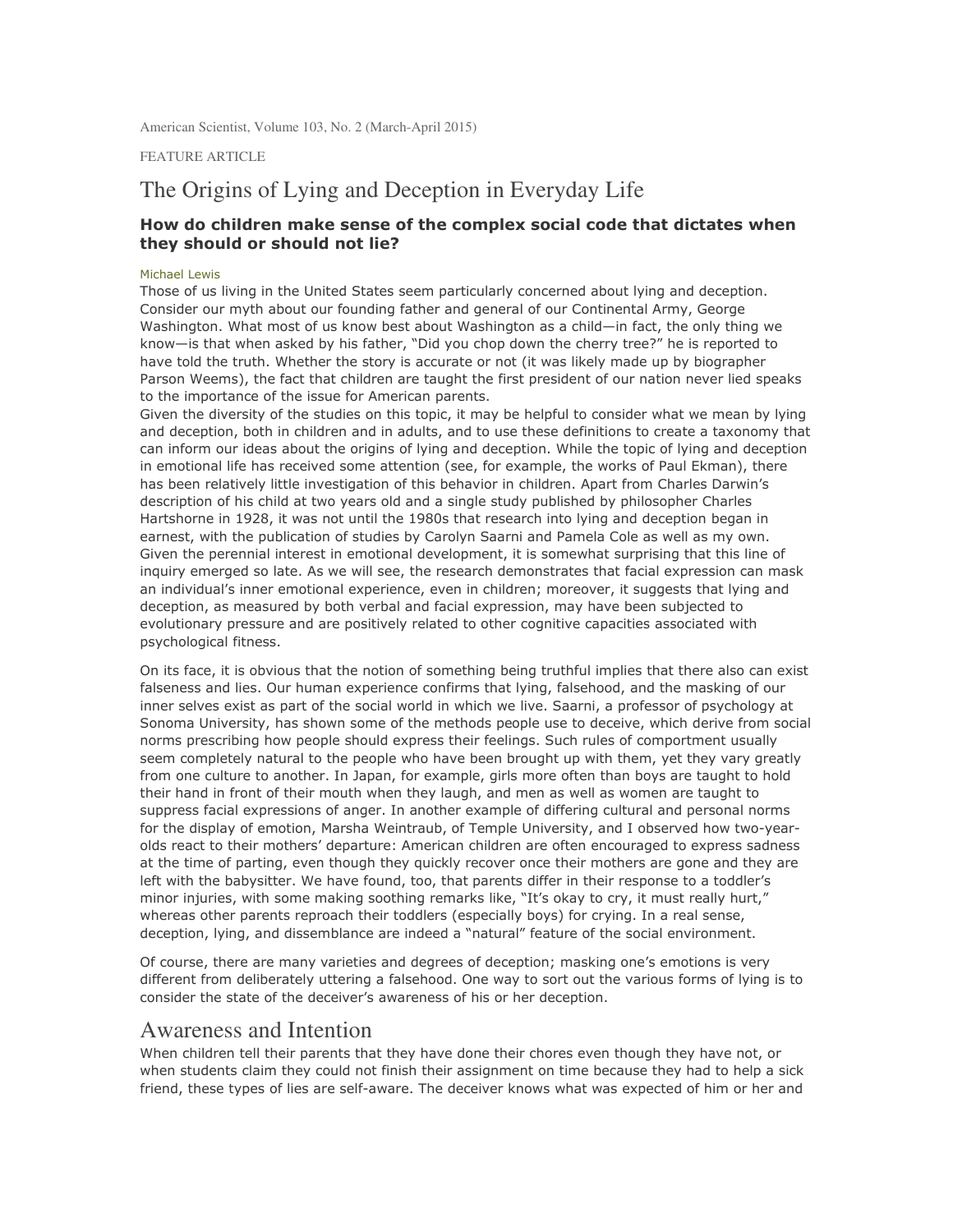American Scientist, Volume 103, No. 2 (March-April 2015)

FEATURE ARTICLE

# The Origins of Lying and Deception in Everyday Life

### How do children make sense of the complex social code that dictates when they should or should not lie?

Michael Lewis

Those of us living in the United States seem particularly concerned about lying and deception. Consider our myth about our founding father and general of our Continental Army, George Washington. What most of us know best about Washington as a child—in fact, the only thing we know—is that when asked by his father, "Did you chop down the cherry tree?" he is reported to have told the truth. Whether the story is accurate or not (it was likely made up by biographer Parson Weems), the fact that children are taught the first president of our nation never lied speaks to the importance of the issue for American parents.

Given the diversity of the studies on this topic, it may be helpful to consider what we mean by lying and deception, both in children and in adults, and to use these definitions to create a taxonomy that can inform our ideas about the origins of lying and deception. While the topic of lying and deception in emotional life has received some attention (see, for example, the works of Paul Ekman), there has been relatively little investigation of this behavior in children. Apart from Charles Darwin's description of his child at two years old and a single study published by philosopher Charles Hartshorne in 1928, it was not until the 1980s that research into lying and deception began in earnest, with the publication of studies by Carolyn Saarni and Pamela Cole as well as my own. Given the perennial interest in emotional development, it is somewhat surprising that this line of inquiry emerged so late. As we will see, the research demonstrates that facial expression can mask an individual's inner emotional experience, even in children; moreover, it suggests that lying and deception, as measured by both verbal and facial expression, may have been subjected to evolutionary pressure and are positively related to other cognitive capacities associated with psychological fitness.

On its face, it is obvious that the notion of something being truthful implies that there also can exist falseness and lies. Our human experience confirms that lying, falsehood, and the masking of our inner selves exist as part of the social world in which we live. Saarni, a professor of psychology at Sonoma University, has shown some of the methods people use to deceive, which derive from social norms prescribing how people should express their feelings. Such rules of comportment usually seem completely natural to the people who have been brought up with them, yet they vary greatly from one culture to another. In Japan, for example, girls more often than boys are taught to hold their hand in front of their mouth when they laugh, and men as well as women are taught to suppress facial expressions of anger. In another example of differing cultural and personal norms for the display of emotion, Marsha Weintraub, of Temple University, and I observed how two-year-olds react to their mothers' departure: American children are often encouraged to express sadness at the time of parting, even though they quickly recover once their mothers are gone and they are left with the babysitter. We have found, too, that parents differ in their response to a toddler's minor injuries, with some making soothing remarks like, "It's okay to cry, it must really hurt," whereas other parents reproach their toddlers (especially boys) for crying. In a real sense, deception, lying, and dissemblance are indeed a "natural" feature of the social environment.

Of course, there are many varieties and degrees of deception; masking one's emotions is very different from deliberately uttering a falsehood. One way to sort out the various forms of lying is to consider the state of the deceiver's awareness of his or her deception.

## Awareness and Intention

When children tell their parents that they have done their chores even though they have not, or when students claim they could not finish their assignment on time because they had to help a sick friend, these types of lies are self-aware. The deceiver knows what was expected of him or her and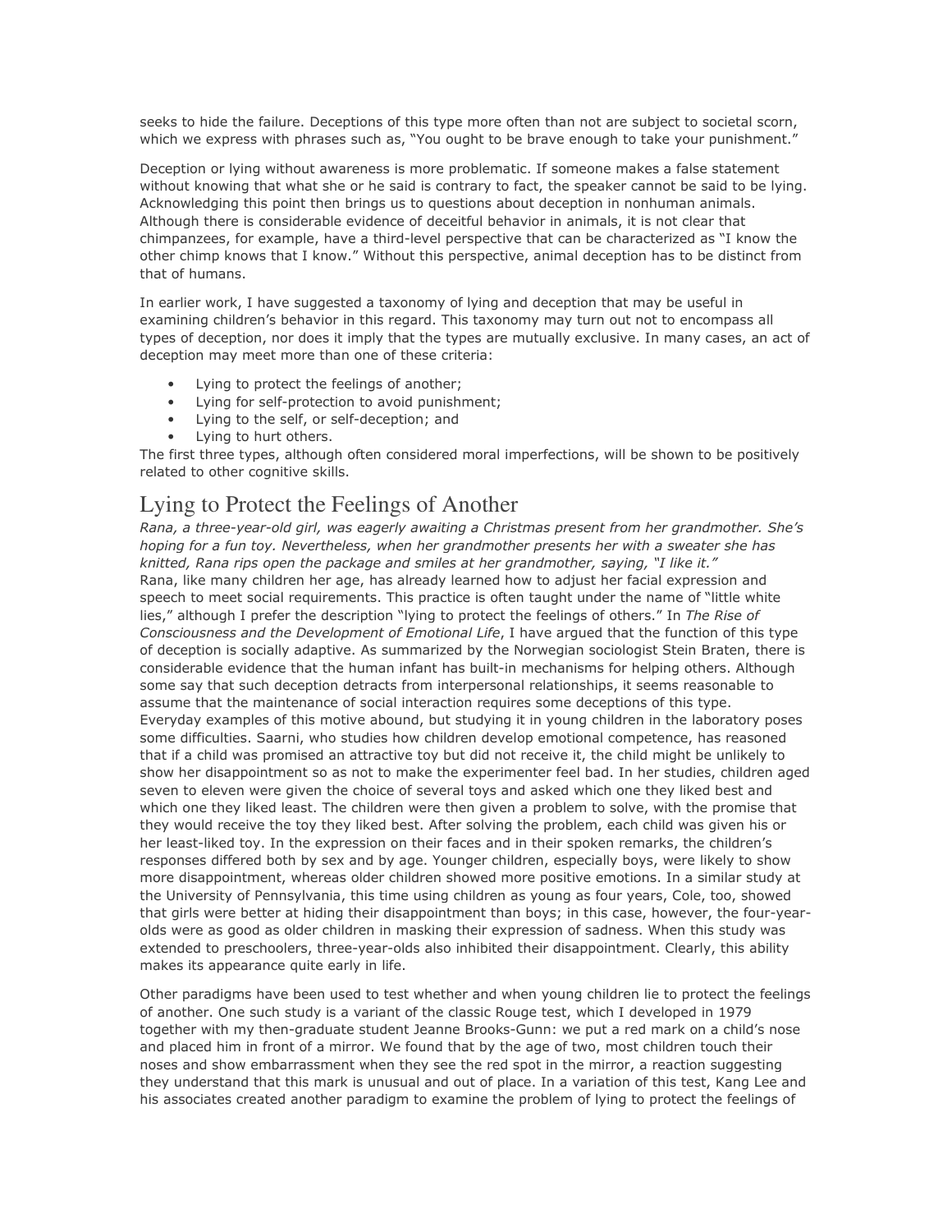seeks to hide the failure. Deceptions of this type more often than not are subject to societal scorn, which we express with phrases such as, "You ought to be brave enough to take your punishment."

Deception or lying without awareness is more problematic. If someone makes a false statement without knowing that what she or he said is contrary to fact, the speaker cannot be said to be lying. Acknowledging this point then brings us to questions about deception in nonhuman animals. Although there is considerable evidence of deceitful behavior in animals, it is not clear that chimpanzees, for example, have a third-level perspective that can be characterized as "I know the other chimp knows that I know." Without this perspective, animal deception has to be distinct from that of humans.

In earlier work, I have suggested a taxonomy of lying and deception that may be useful in examining children's behavior in this regard. This taxonomy may turn out not to encompass all types of deception, nor does it imply that the types are mutually exclusive. In many cases, an act of deception may meet more than one of these criteria:

- Lying to protect the feelings of another;
- Lying for self-protection to avoid punishment;
- Lying to the self, or self-deception; and
- Lying to hurt others.

The first three types, although often considered moral imperfections, will be shown to be positively related to other cognitive skills.

## Lying to Protect the Feelings of Another

*Rana, a three-year-old girl, was eagerly awaiting a Christmas present from her grandmother. She's hoping for a fun toy. Nevertheless, when her grandmother presents her with a sweater she has knitted, Rana rips open the package and smiles at her grandmother, saying, "I like it."*

Rana, like many children her age, has already learned how to adjust her facial expression and speech to meet social requirements. This practice is often taught under the name of "little white lies," although I prefer the description "lying to protect the feelings of others." In *The Rise of Consciousness and the Development of Emotional Life*, I have argued that the function of this type of deception is socially adaptive. As summarized by the Norwegian sociologist Stein Braten, there is considerable evidence that the human infant has built-in mechanisms for helping others. Although some say that such deception detracts from interpersonal relationships, it seems reasonable to assume that the maintenance of social interaction requires some deceptions of this type.

Everyday examples of this motive abound, but studying it in young children in the laboratory poses some difficulties. Saarni, who studies how children develop emotional competence, has reasoned that if a child was promised an attractive toy but did not receive it, the child might be unlikely to show her disappointment so as not to make the experimenter feel bad. In her studies, children aged seven to eleven were given the choice of several toys and asked which one they liked best and which one they liked least. The children were then given a problem to solve, with the promise that they would receive the toy they liked best. After solving the problem, each child was given his or her least-liked toy. In the expression on their faces and in their spoken remarks, the children's responses differed both by sex and by age. Younger children, especially boys, were likely to show more disappointment, whereas older children showed more positive emotions. In a similar study at the University of Pennsylvania, this time using children as young as four years, Cole, too, showed that girls were better at hiding their disappointment than boys; in this case, however, the four-year-olds were as good as older children in masking their expression of sadness. When this study was extended to preschoolers, three-year-olds also inhibited their disappointment. Clearly, this ability makes its appearance quite early in life.

Other paradigms have been used to test whether and when young children lie to protect the feelings of another. One such study is a variant of the classic Rouge test, which I developed in 1979 together with my then-graduate student Jeanne Brooks-Gunn: we put a red mark on a child's nose and placed him in front of a mirror. We found that by the age of two, most children touch their noses and show embarrassment when they see the red spot in the mirror, a reaction suggesting they understand that this mark is unusual and out of place. In a variation of this test, Kang Lee and his associates created another paradigm to examine the problem of lying to protect the feelings of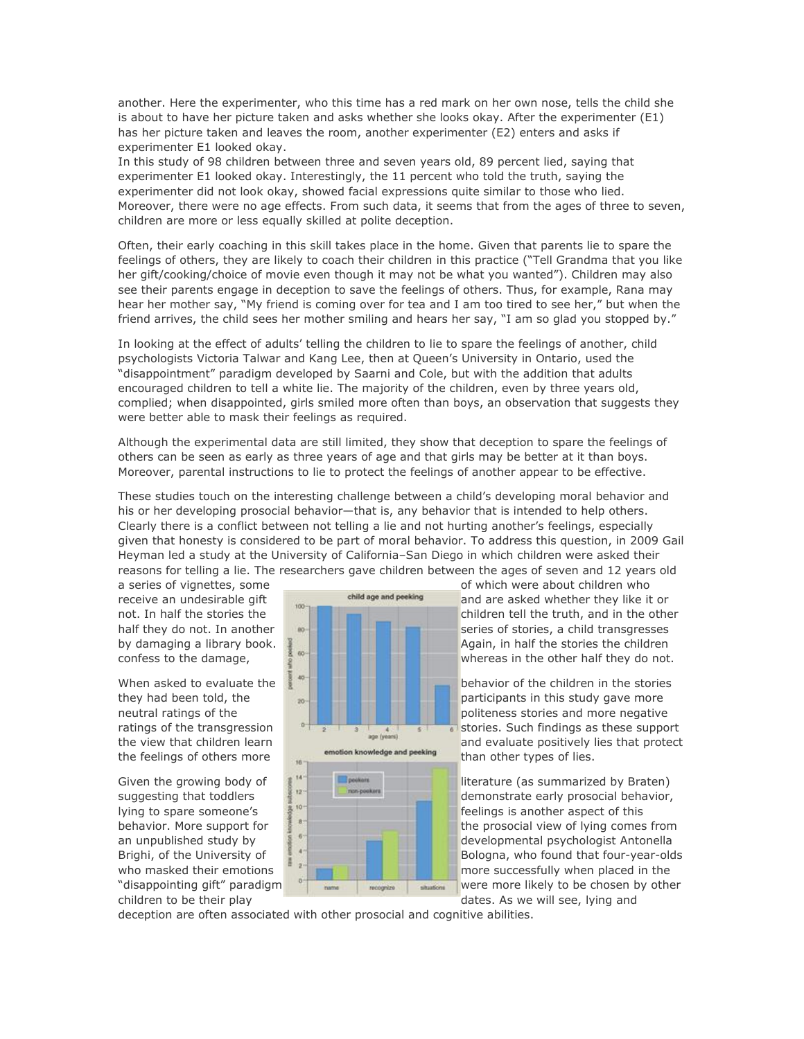another. Here the experimenter, who this time has a red mark on her own nose, tells the child she is about to have her picture taken and asks whether she looks okay. After the experimenter (E1) has her picture taken and leaves the room, another experimenter (E2) enters and asks if experimenter E1 looked okay.

In this study of 98 children between three and seven years old, 89 percent lied, saying that experimenter E1 looked okay. Interestingly, the 11 percent who told the truth, saying the experimenter did not look okay, showed facial expressions quite similar to those who lied. Moreover, there were no age effects. From such data, it seems that from the ages of three to seven, children are more or less equally skilled at polite deception.

Often, their early coaching in this skill takes place in the home. Given that parents lie to spare the feelings of others, they are likely to coach their children in this practice ("Tell Grandma that you like her gift/cooking/choice of movie even though it may not be what you wanted"). Children may also see their parents engage in deception to save the feelings of others. Thus, for example, Rana may hear her mother say, "My friend is coming over for tea and I am too tired to see her," but when the friend arrives, the child sees her mother smiling and hears her say, "I am so glad you stopped by."

In looking at the effect of adults' telling the children to lie to spare the feelings of another, child psychologists Victoria Talwar and Kang Lee, then at Queen's University in Ontario, used the "disappointment" paradigm developed by Saarni and Cole, but with the addition that adults encouraged children to tell a white lie. The majority of the children, even by three years old, complied; when disappointed, girls smiled more often than boys, an observation that suggests they were better able to mask their feelings as required.

Although the experimental data are still limited, they show that deception to spare the feelings of others can be seen as early as three years of age and that girls may be better at it than boys. Moreover, parental instructions to lie to protect the feelings of another appear to be effective.

These studies touch on the interesting challenge between a child's developing moral behavior and his or her developing prosocial behavior—that is, any behavior that is intended to help others. Clearly there is a conflict between not telling a lie and not hurting another's feelings, especially given that honesty is considered to be part of moral behavior. To address this question, in 2009 Gail Heyman led a study at the University of California–San Diego in which children were asked their reasons for telling a lie. The researchers gave children between the ages of seven and 12 years old a series of vignettes, some of which were about children who receive an undesirable gift and are asked whether they like it or not. In half the stories the children tell the truth, and in the other half they do not. In another series of stories, a child transgresses by damaging a library book. Again, in half the stories the children confess to the damage, whereas in the other half they do not.

When asked to evaluate the behavior of the children in the stories they had been told, the participants in this study gave more neutral ratings of the politeness stories and more negative ratings of the transgression stories. Such findings as these support the view that children learn and evaluate positively lies that protect the feelings of others more than other types of lies.

Given the growing body of literature (as summarized by Braten) suggesting that toddlers demonstrate early prosocial behavior, lying to spare someone's feelings is another aspect of this behavior. More support for the prosocial view of lying comes from an unpublished study by developmental psychologist Antonella Brighi, of the University of Bologna, who found that four-year-olds who masked their emotions more successfully when placed in the "disappointing gift" paradigm were more likely to be chosen by other children to be their play dates. As we will see, lying and deception are often associated with other prosocial and cognitive abilities.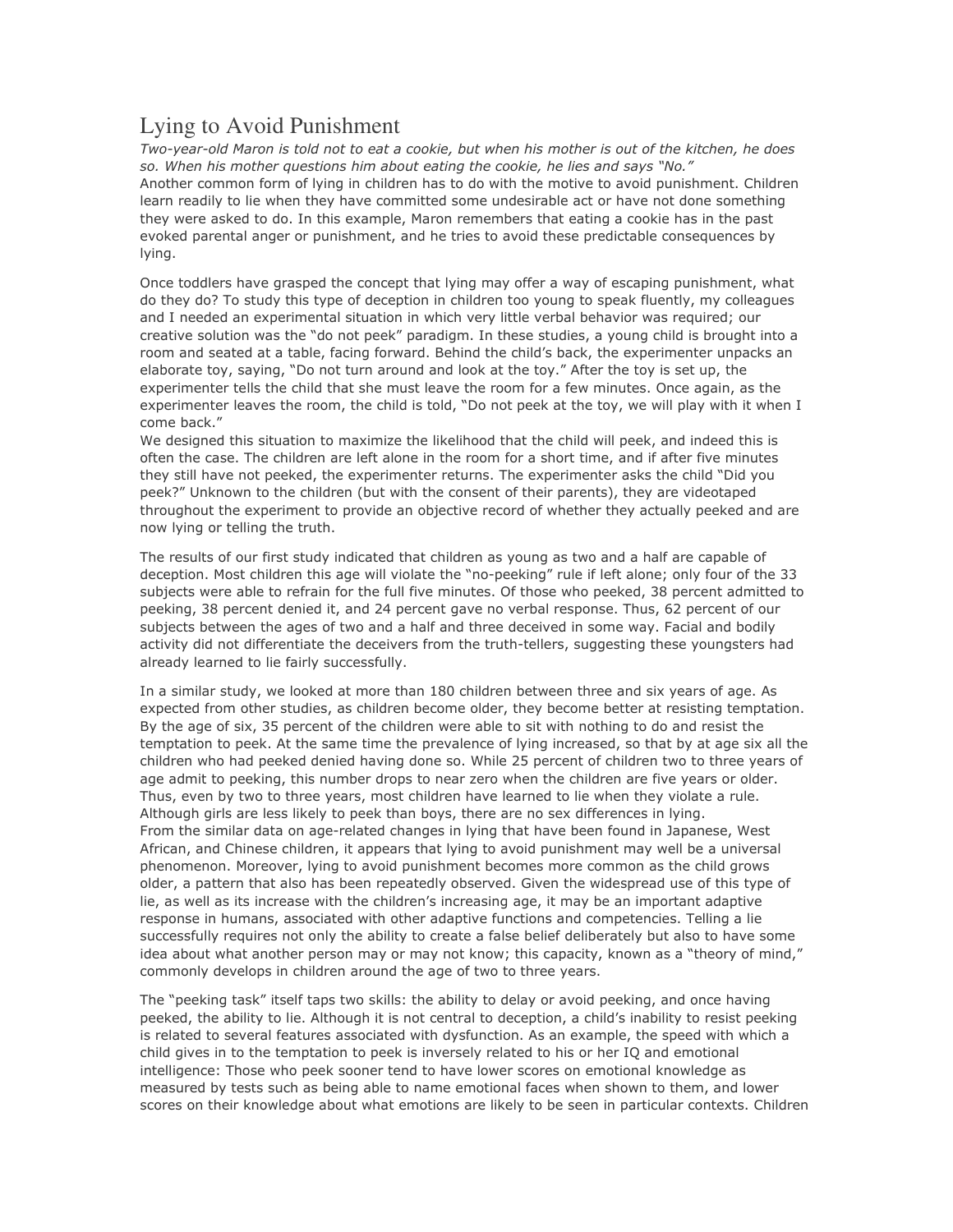## Lying to Avoid Punishment

*Two-year-old Maron is told not to eat a cookie, but when his mother is out of the kitchen, he does so. When his mother questions him about eating the cookie, he lies and says "No."*

Another common form of lying in children has to do with the motive to avoid punishment. Children learn readily to lie when they have committed some undesirable act or have not done something they were asked to do. In this example, Maron remembers that eating a cookie has in the past evoked parental anger or punishment, and he tries to avoid these predictable consequences by lying.

Once toddlers have grasped the concept that lying may offer a way of escaping punishment, what do they do? To study this type of deception in children too young to speak fluently, my colleagues and I needed an experimental situation in which very little verbal behavior was required; our creative solution was the "do not peek" paradigm. In these studies, a young child is brought into a room and seated at a table, facing forward. Behind the child's back, the experimenter unpacks an elaborate toy, saying, "Do not turn around and look at the toy." After the toy is set up, the experimenter tells the child that she must leave the room for a few minutes. Once again, as the experimenter leaves the room, the child is told, "Do not peek at the toy, we will play with it when I come back."

We designed this situation to maximize the likelihood that the child will peek, and indeed this is often the case. The children are left alone in the room for a short time, and if after five minutes they still have not peeked, the experimenter returns. The experimenter asks the child "Did you peek?" Unknown to the children (but with the consent of their parents), they are videotaped throughout the experiment to provide an objective record of whether they actually peeked and are now lying or telling the truth.

The results of our first study indicated that children as young as two and a half are capable of deception. Most children this age will violate the "no-peeking" rule if left alone; only four of the 33 subjects were able to refrain for the full five minutes. Of those who peeked, 38 percent admitted to peeking, 38 percent denied it, and 24 percent gave no verbal response. Thus, 62 percent of our subjects between the ages of two and a half and three deceived in some way. Facial and bodily activity did not differentiate the deceivers from the truth-tellers, suggesting these youngsters had already learned to lie fairly successfully.

In a similar study, we looked at more than 180 children between three and six years of age. As expected from other studies, as children become older, they become better at resisting temptation. By the age of six, 35 percent of the children were able to sit with nothing to do and resist the temptation to peek. At the same time the prevalence of lying increased, so that by at age six all the children who had peeked denied having done so. While 25 percent of children two to three years of age admit to peeking, this number drops to near zero when the children are five years or older. Thus, even by two to three years, most children have learned to lie when they violate a rule. Although girls are less likely to peek than boys, there are no sex differences in lying.

From the similar data on age-related changes in lying that have been found in Japanese, West African, and Chinese children, it appears that lying to avoid punishment may well be a universal phenomenon. Moreover, lying to avoid punishment becomes more common as the child grows older, a pattern that also has been repeatedly observed. Given the widespread use of this type of lie, as well as its increase with the children's increasing age, it may be an important adaptive response in humans, associated with other adaptive functions and competencies. Telling a lie successfully requires not only the ability to create a false belief deliberately but also to have some idea about what another person may or may not know; this capacity, known as a "theory of mind," commonly develops in children around the age of two to three years.

The "peeking task" itself taps two skills: the ability to delay or avoid peeking, and once having peeked, the ability to lie. Although it is not central to deception, a child's inability to resist peeking is related to several features associated with dysfunction. As an example, the speed with which a child gives in to the temptation to peek is inversely related to his or her IQ and emotional intelligence: Those who peek sooner tend to have lower scores on emotional knowledge as measured by tests such as being able to name emotional faces when shown to them, and lower scores on their knowledge about what emotions are likely to be seen in particular contexts. Children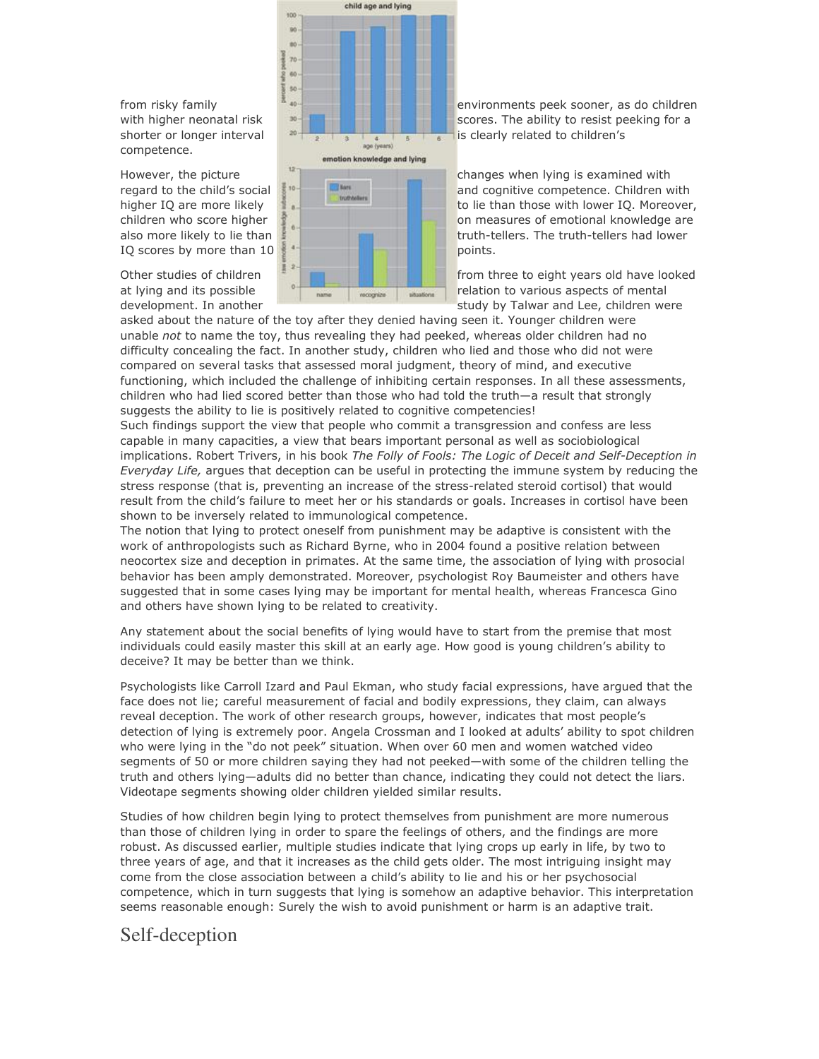from risky family environments peek sooner, as do children with higher neonatal risk scores. The ability to resist peeking for a shorter or longer interval is clearly related to children's competence.

However, the picture changes when lying is examined with regard to the child's social and cognitive competence. Children with higher IQ are more likely to lie than those with lower IQ. Moreover, children who score higher on measures of emotional knowledge are also more likely to lie than truth-tellers. The truth-tellers had lower IQ scores by more than 10 points.

Other studies of children from three to eight years old have looked at lying and its possible relation to various aspects of mental development. In another study by Talwar and Lee, children were asked about the nature of the toy after they denied having seen it. Younger children were unable *not* to name the toy, thus revealing they had peeked, whereas older children had no difficulty concealing the fact. In another study, children who lied and those who did not were compared on several tasks that assessed moral judgment, theory of mind, and executive functioning, which included the challenge of inhibiting certain responses. In all these assessments, children who had lied scored better than those who had told the truth—a result that strongly suggests the ability to lie is positively related to cognitive competencies!

Such findings support the view that people who commit a transgression and confess are less capable in many capacities, a view that bears important personal as well as sociobiological implications. Robert Trivers, in his book *The Folly of Fools: The Logic of Deceit and Self-Deception in Everyday Life,* argues that deception can be useful in protecting the immune system by reducing the stress response (that is, preventing an increase of the stress-related steroid cortisol) that would result from the child's failure to meet her or his standards or goals. Increases in cortisol have been shown to be inversely related to immunological competence.

The notion that lying to protect oneself from punishment may be adaptive is consistent with the work of anthropologists such as Richard Byrne, who in 2004 found a positive relation between neocortex size and deception in primates. At the same time, the association of lying with prosocial behavior has been amply demonstrated. Moreover, psychologist Roy Baumeister and others have suggested that in some cases lying may be important for mental health, whereas Francesca Gino and others have shown lying to be related to creativity.

Any statement about the social benefits of lying would have to start from the premise that most individuals could easily master this skill at an early age. How good is young children's ability to deceive? It may be better than we think.

Psychologists like Carroll Izard and Paul Ekman, who study facial expressions, have argued that the face does not lie; careful measurement of facial and bodily expressions, they claim, can always reveal deception. The work of other research groups, however, indicates that most people's detection of lying is extremely poor. Angela Crossman and I looked at adults' ability to spot children who were lying in the "do not peek" situation. When over 60 men and women watched video segments of 50 or more children saying they had not peeked—with some of the children telling the truth and others lying—adults did no better than chance, indicating they could not detect the liars. Videotape segments showing older children yielded similar results.

Studies of how children begin lying to protect themselves from punishment are more numerous than those of children lying in order to spare the feelings of others, and the findings are more robust. As discussed earlier, multiple studies indicate that lying crops up early in life, by two to three years of age, and that it increases as the child gets older. The most intriguing insight may come from the close association between a child's ability to lie and his or her psychosocial competence, which in turn suggests that lying is somehow an adaptive behavior. This interpretation seems reasonable enough: Surely the wish to avoid punishment or harm is an adaptive trait.

## Self-deception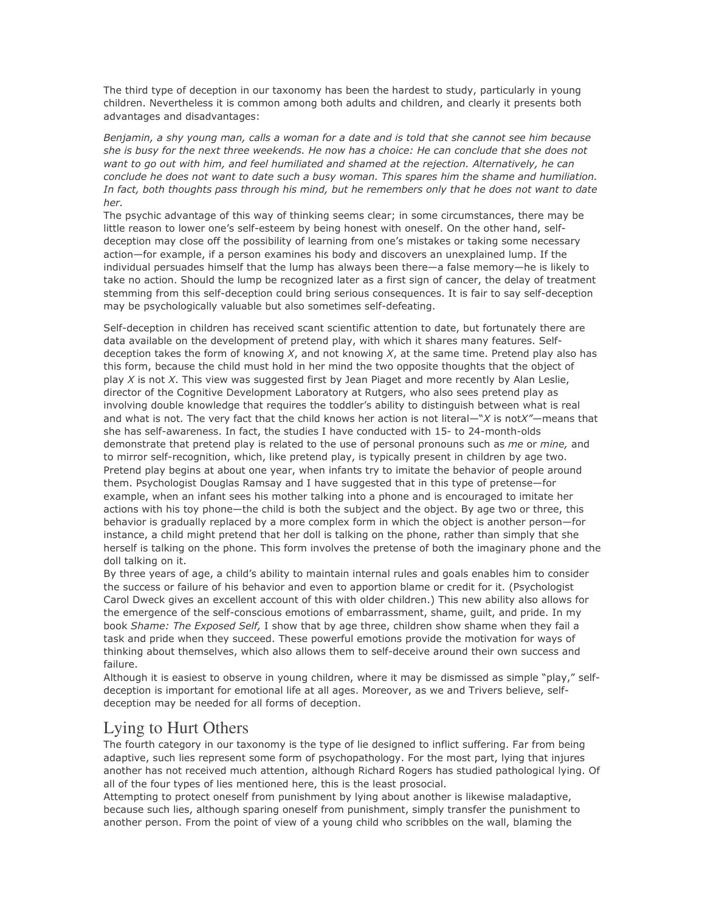The third type of deception in our taxonomy has been the hardest to study, particularly in young children. Nevertheless it is common among both adults and children, and clearly it presents both advantages and disadvantages:

*Benjamin, a shy young man, calls a woman for a date and is told that she cannot see him because she is busy for the next three weekends. He now has a choice: He can conclude that she does not want to go out with him, and feel humiliated and shamed at the rejection. Alternatively, he can conclude he does not want to date such a busy woman. This spares him the shame and humiliation. In fact, both thoughts pass through his mind, but he remembers only that he does not want to date her.*

The psychic advantage of this way of thinking seems clear; in some circumstances, there may be little reason to lower one's self-esteem by being honest with oneself. On the other hand, self-deception may close off the possibility of learning from one's mistakes or taking some necessary action—for example, if a person examines his body and discovers an unexplained lump. If the individual persuades himself that the lump has always been there—a false memory—he is likely to take no action. Should the lump be recognized later as a first sign of cancer, the delay of treatment stemming from this self-deception could bring serious consequences. It is fair to say self-deception may be psychologically valuable but also sometimes self-defeating.

Self-deception in children has received scant scientific attention to date, but fortunately there are data available on the development of pretend play, with which it shares many features. Self-deception takes the form of knowing *X*, and not knowing *X*, at the same time. Pretend play also has this form, because the child must hold in her mind the two opposite thoughts that the object of play *X* is not *X*. This view was suggested first by Jean Piaget and more recently by Alan Leslie, director of the Cognitive Development Laboratory at Rutgers, who also sees pretend play as involving double knowledge that requires the toddler's ability to distinguish between what is real and what is not. The very fact that the child knows her action is not literal—"*X* is not*X"*—means that she has self-awareness. In fact, the studies I have conducted with 15- to 24-month-olds demonstrate that pretend play is related to the use of personal pronouns such as *me* or *mine,* and to mirror self-recognition, which, like pretend play, is typically present in children by age two. Pretend play begins at about one year, when infants try to imitate the behavior of people around them. Psychologist Douglas Ramsay and I have suggested that in this type of pretense—for example, when an infant sees his mother talking into a phone and is encouraged to imitate her actions with his toy phone—the child is both the subject and the object. By age two or three, this behavior is gradually replaced by a more complex form in which the object is another person—for instance, a child might pretend that her doll is talking on the phone, rather than simply that she herself is talking on the phone. This form involves the pretense of both the imaginary phone and the doll talking on it.

By three years of age, a child's ability to maintain internal rules and goals enables him to consider the success or failure of his behavior and even to apportion blame or credit for it. (Psychologist Carol Dweck gives an excellent account of this with older children.) This new ability also allows for the emergence of the self-conscious emotions of embarrassment, shame, guilt, and pride. In my book *Shame: The Exposed Self,* I show that by age three, children show shame when they fail a task and pride when they succeed. These powerful emotions provide the motivation for ways of thinking about themselves, which also allows them to self-deceive around their own success and failure.

Although it is easiest to observe in young children, where it may be dismissed as simple "play," self-deception is important for emotional life at all ages. Moreover, as we and Trivers believe, self-deception may be needed for all forms of deception.

## Lying to Hurt Others

The fourth category in our taxonomy is the type of lie designed to inflict suffering. Far from being adaptive, such lies represent some form of psychopathology. For the most part, lying that injures another has not received much attention, although Richard Rogers has studied pathological lying. Of all of the four types of lies mentioned here, this is the least prosocial.

Attempting to protect oneself from punishment by lying about another is likewise maladaptive, because such lies, although sparing oneself from punishment, simply transfer the punishment to another person. From the point of view of a young child who scribbles on the wall, blaming the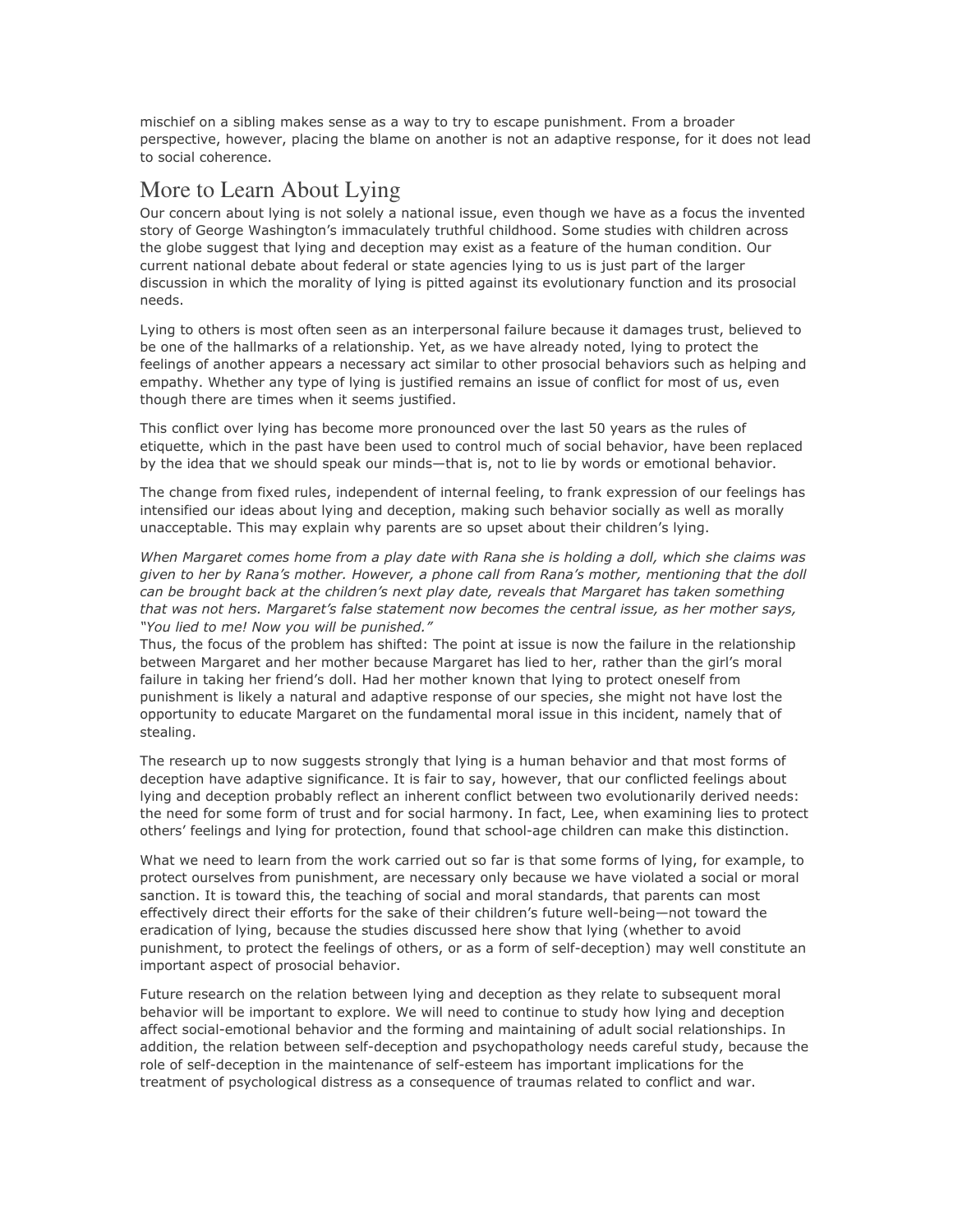mischief on a sibling makes sense as a way to try to escape punishment. From a broader perspective, however, placing the blame on another is not an adaptive response, for it does not lead to social coherence.

## More to Learn About Lying

Our concern about lying is not solely a national issue, even though we have as a focus the invented story of George Washington's immaculately truthful childhood. Some studies with children across the globe suggest that lying and deception may exist as a feature of the human condition. Our current national debate about federal or state agencies lying to us is just part of the larger discussion in which the morality of lying is pitted against its evolutionary function and its prosocial needs.

Lying to others is most often seen as an interpersonal failure because it damages trust, believed to be one of the hallmarks of a relationship. Yet, as we have already noted, lying to protect the feelings of another appears a necessary act similar to other prosocial behaviors such as helping and empathy. Whether any type of lying is justified remains an issue of conflict for most of us, even though there are times when it seems justified.

This conflict over lying has become more pronounced over the last 50 years as the rules of etiquette, which in the past have been used to control much of social behavior, have been replaced by the idea that we should speak our minds—that is, not to lie by words or emotional behavior.

The change from fixed rules, independent of internal feeling, to frank expression of our feelings has intensified our ideas about lying and deception, making such behavior socially as well as morally unacceptable. This may explain why parents are so upset about their children's lying.

*When Margaret comes home from a play date with Rana she is holding a doll, which she claims was given to her by Rana's mother. However, a phone call from Rana's mother, mentioning that the doll can be brought back at the children's next play date, reveals that Margaret has taken something that was not hers. Margaret's false statement now becomes the central issue, as her mother says, "You lied to me! Now you will be punished."*

Thus, the focus of the problem has shifted: The point at issue is now the failure in the relationship between Margaret and her mother because Margaret has lied to her, rather than the girl's moral failure in taking her friend's doll. Had her mother known that lying to protect oneself from punishment is likely a natural and adaptive response of our species, she might not have lost the opportunity to educate Margaret on the fundamental moral issue in this incident, namely that of stealing.

The research up to now suggests strongly that lying is a human behavior and that most forms of deception have adaptive significance. It is fair to say, however, that our conflicted feelings about lying and deception probably reflect an inherent conflict between two evolutionarily derived needs: the need for some form of trust and for social harmony. In fact, Lee, when examining lies to protect others' feelings and lying for protection, found that school-age children can make this distinction.

What we need to learn from the work carried out so far is that some forms of lying, for example, to protect ourselves from punishment, are necessary only because we have violated a social or moral sanction. It is toward this, the teaching of social and moral standards, that parents can most effectively direct their efforts for the sake of their children's future well-being—not toward the eradication of lying, because the studies discussed here show that lying (whether to avoid punishment, to protect the feelings of others, or as a form of self-deception) may well constitute an important aspect of prosocial behavior.

Future research on the relation between lying and deception as they relate to subsequent moral behavior will be important to explore. We will need to continue to study how lying and deception affect social-emotional behavior and the forming and maintaining of adult social relationships. In addition, the relation between self-deception and psychopathology needs careful study, because the role of self-deception in the maintenance of self-esteem has important implications for the treatment of psychological distress as a consequence of traumas related to conflict and war.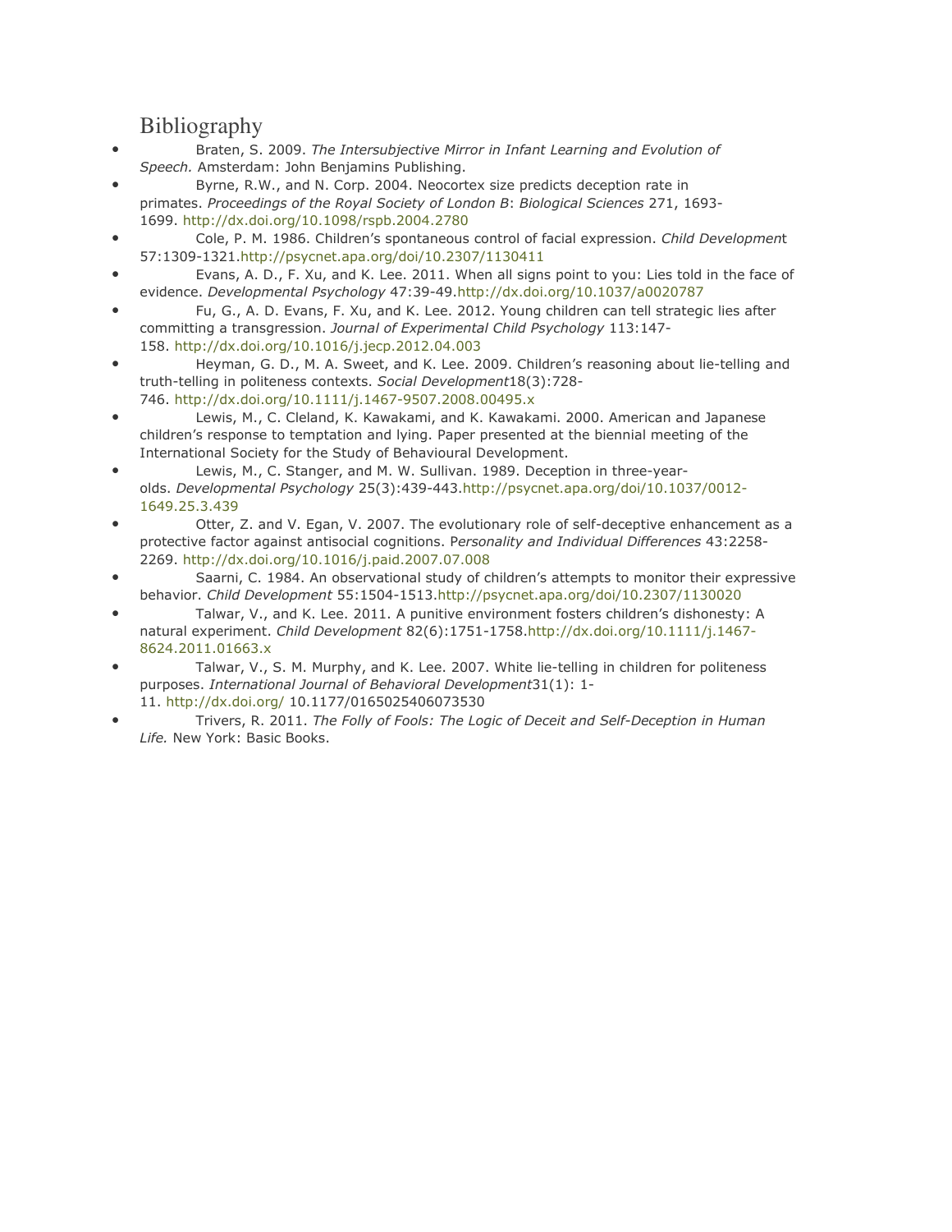# Bibliography

- Braten, S. 2009. *The Intersubjective Mirror in Infant Learning and Evolution of Speech.* Amsterdam: John Benjamins Publishing.
- Byrne, R.W., and N. Corp. 2004. Neocortex size predicts deception rate in primates. *Proceedings of the Royal Society of London B*: *Biological Sciences* 271, 1693-1699. http://dx.doi.org/10.1098/rspb.2004.2780
- Cole, P. M. 1986. Children's spontaneous control of facial expression. *Child Developmen*t 57:1309-1321.http://psycnet.apa.org/doi/10.2307/1130411
- Evans, A. D., F. Xu, and K. Lee. 2011. When all signs point to you: Lies told in the face of evidence. *Developmental Psychology* 47:39-49.http://dx.doi.org/10.1037/a0020787
- Fu, G., A. D. Evans, F. Xu, and K. Lee. 2012. Young children can tell strategic lies after committing a transgression. *Journal of Experimental Child Psychology* 113:147-158. http://dx.doi.org/10.1016/j.jecp.2012.04.003
- Heyman, G. D., M. A. Sweet, and K. Lee. 2009. Children's reasoning about lie-telling and truth-telling in politeness contexts. *Social Development*18(3):728-746. http://dx.doi.org/10.1111/j.1467-9507.2008.00495.x
- Lewis, M., C. Cleland, K. Kawakami, and K. Kawakami. 2000. American and Japanese children's response to temptation and lying. Paper presented at the biennial meeting of the International Society for the Study of Behavioural Development.
- Lewis, M., C. Stanger, and M. W. Sullivan. 1989. Deception in three-year-olds. *Developmental Psychology* 25(3):439-443.http://psycnet.apa.org/doi/10.1037/0012-1649.25.3.439
- Otter, Z. and V. Egan, V. 2007. The evolutionary role of self-deceptive enhancement as a protective factor against antisocial cognitions. P*ersonality and Individual Differences* 43:2258-2269. http://dx.doi.org/10.1016/j.paid.2007.07.008
- Saarni, C. 1984. An observational study of children's attempts to monitor their expressive behavior. *Child Development* 55:1504-1513.http://psycnet.apa.org/doi/10.2307/1130020
- Talwar, V., and K. Lee. 2011. A punitive environment fosters children's dishonesty: A natural experiment. *Child Development* 82(6):1751-1758.http://dx.doi.org/10.1111/j.1467-8624.2011.01663.x
- Talwar, V., S. M. Murphy, and K. Lee. 2007. White lie-telling in children for politeness purposes. *International Journal of Behavioral Development*31(1): 1-11. http://dx.doi.org/ 10.1177/0165025406073530
- Trivers, R. 2011. *The Folly of Fools: The Logic of Deceit and Self-Deception in Human Life.* New York: Basic Books.